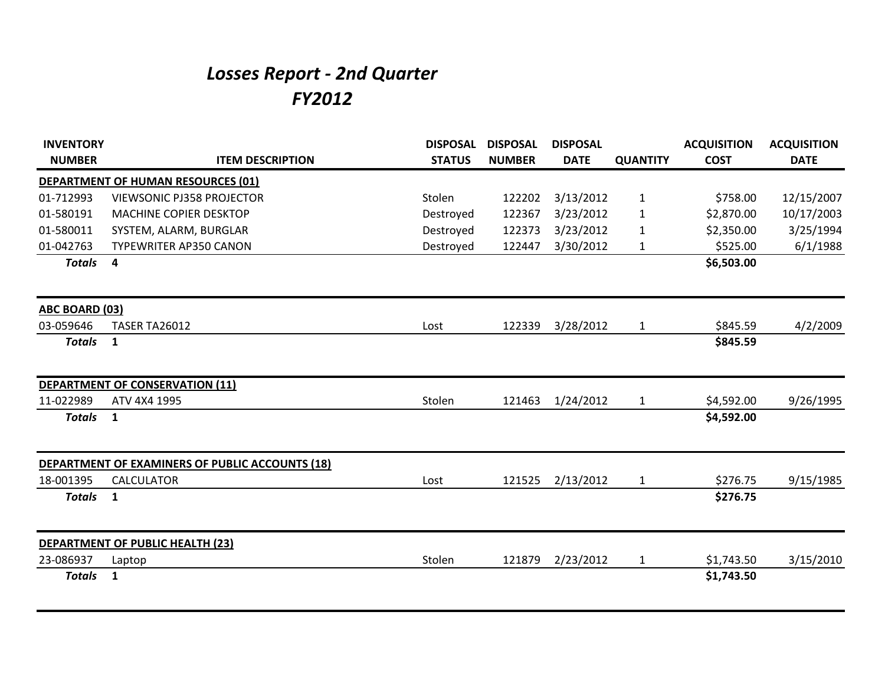# *Losses Report - 2nd Quarter*
# *FY2012*

| INVENTORY NUMBER | ITEM DESCRIPTION | DISPOSAL STATUS | DISPOSAL NUMBER | DISPOSAL DATE | QUANTITY | ACQUISITION COST | ACQUISITION DATE |
|---|---|---|---|---|---|---|---|
| **DEPARTMENT OF HUMAN RESOURCES (01)** | | | | | | | |
| 01-712993 | VIEWSONIC PJ358 PROJECTOR | Stolen | 122202 | 3/13/2012 | 1 | $758.00 | 12/15/2007 |
| 01-580191 | MACHINE COPIER DESKTOP | Destroyed | 122367 | 3/23/2012 | 1 | $2,870.00 | 10/17/2003 |
| 01-580011 | SYSTEM, ALARM, BURGLAR | Destroyed | 122373 | 3/23/2012 | 1 | $2,350.00 | 3/25/1994 |
| 01-042763 | TYPEWRITER AP350 CANON | Destroyed | 122447 | 3/30/2012 | 1 | $525.00 | 6/1/1988 |
| ***Totals*** | **4** | | | | | **$6,503.00** | |
| **ABC BOARD (03)** | | | | | | | |
| 03-059646 | TASER TA26012 | Lost | 122339 | 3/28/2012 | 1 | $845.59 | 4/2/2009 |
| ***Totals*** | **1** | | | | | **$845.59** | |
| **DEPARTMENT OF CONSERVATION (11)** | | | | | | | |
| 11-022989 | ATV 4X4 1995 | Stolen | 121463 | 1/24/2012 | 1 | $4,592.00 | 9/26/1995 |
| ***Totals*** | **1** | | | | | **$4,592.00** | |
| **DEPARTMENT OF EXAMINERS OF PUBLIC ACCOUNTS (18)** | | | | | | | |
| 18-001395 | CALCULATOR | Lost | 121525 | 2/13/2012 | 1 | $276.75 | 9/15/1985 |
| ***Totals*** | **1** | | | | | **$276.75** | |
| **DEPARTMENT OF PUBLIC HEALTH (23)** | | | | | | | |
| 23-086937 | Laptop | Stolen | 121879 | 2/23/2012 | 1 | $1,743.50 | 3/15/2010 |
| ***Totals*** | **1** | | | | | **$1,743.50** | |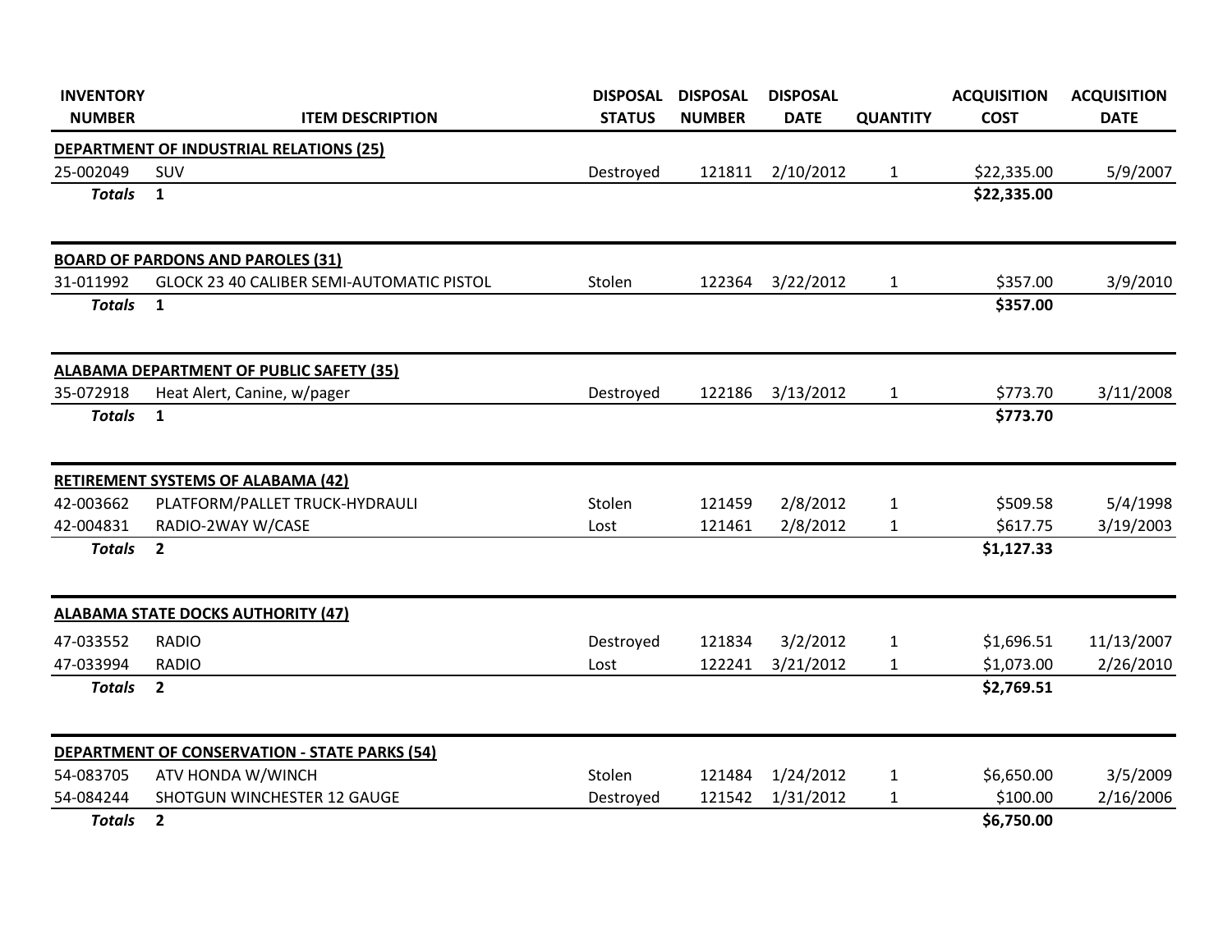| INVENTORY NUMBER | ITEM DESCRIPTION | DISPOSAL STATUS | DISPOSAL NUMBER | DISPOSAL DATE | QUANTITY | ACQUISITION COST | ACQUISITION DATE |
|---|---|---|---|---|---|---|---|
| **DEPARTMENT OF INDUSTRIAL RELATIONS (25)** | | | | | | | |
| 25-002049 | SUV | Destroyed | 121811 | 2/10/2012 | 1 | $22,335.00 | 5/9/2007 |
| ***Totals*** | **1** | | | | | **$22,335.00** | |
| **BOARD OF PARDONS AND PAROLES (31)** | | | | | | | |
| 31-011992 | GLOCK 23 40 CALIBER SEMI-AUTOMATIC PISTOL | Stolen | 122364 | 3/22/2012 | 1 | $357.00 | 3/9/2010 |
| ***Totals*** | **1** | | | | | **$357.00** | |
| **ALABAMA DEPARTMENT OF PUBLIC SAFETY (35)** | | | | | | | |
| 35-072918 | Heat Alert, Canine, w/pager | Destroyed | 122186 | 3/13/2012 | 1 | $773.70 | 3/11/2008 |
| ***Totals*** | **1** | | | | | **$773.70** | |
| **RETIREMENT SYSTEMS OF ALABAMA (42)** | | | | | | | |
| 42-003662 | PLATFORM/PALLET TRUCK-HYDRAULI | Stolen | 121459 | 2/8/2012 | 1 | $509.58 | 5/4/1998 |
| 42-004831 | RADIO-2WAY W/CASE | Lost | 121461 | 2/8/2012 | 1 | $617.75 | 3/19/2003 |
| ***Totals*** | **2** | | | | | **$1,127.33** | |
| **ALABAMA STATE DOCKS AUTHORITY (47)** | | | | | | | |
| 47-033552 | RADIO | Destroyed | 121834 | 3/2/2012 | 1 | $1,696.51 | 11/13/2007 |
| 47-033994 | RADIO | Lost | 122241 | 3/21/2012 | 1 | $1,073.00 | 2/26/2010 |
| ***Totals*** | **2** | | | | | **$2,769.51** | |
| **DEPARTMENT OF CONSERVATION - STATE PARKS (54)** | | | | | | | |
| 54-083705 | ATV HONDA W/WINCH | Stolen | 121484 | 1/24/2012 | 1 | $6,650.00 | 3/5/2009 |
| 54-084244 | SHOTGUN WINCHESTER 12 GAUGE | Destroyed | 121542 | 1/31/2012 | 1 | $100.00 | 2/16/2006 |
| ***Totals*** | **2** | | | | | **$6,750.00** | |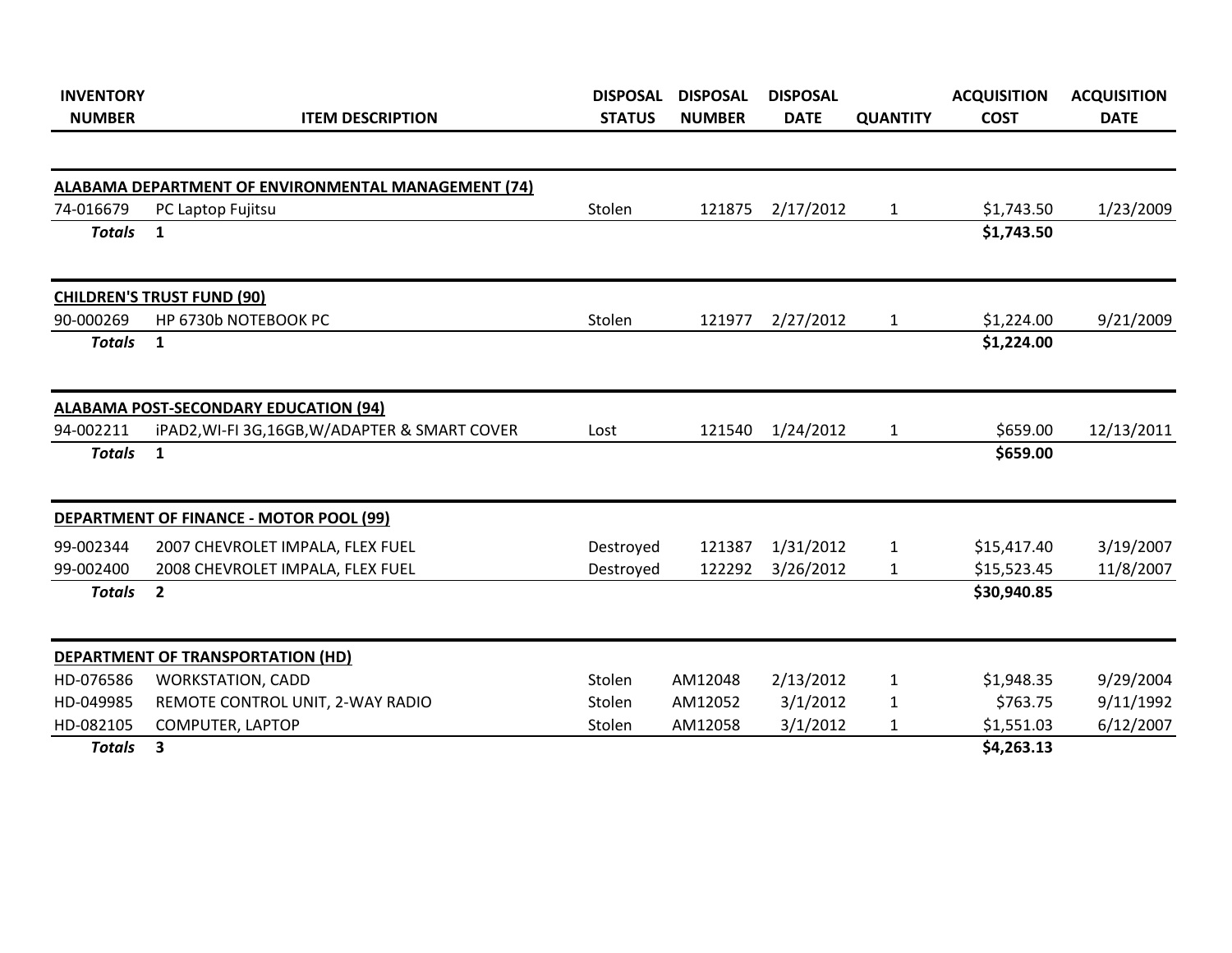| INVENTORY NUMBER | ITEM DESCRIPTION | DISPOSAL STATUS | DISPOSAL NUMBER | DISPOSAL DATE | QUANTITY | ACQUISITION COST | ACQUISITION DATE |
|---|---|---|---|---|---|---|---|
| **ALABAMA DEPARTMENT OF ENVIRONMENTAL MANAGEMENT (74)** | | | | | | | |
| 74-016679 | PC Laptop Fujitsu | Stolen | 121875 | 2/17/2012 | 1 | $1,743.50 | 1/23/2009 |
| ***Totals*** | **1** | | | | | **$1,743.50** | |
| **CHILDREN'S TRUST FUND (90)** | | | | | | | |
| 90-000269 | HP 6730b NOTEBOOK PC | Stolen | 121977 | 2/27/2012 | 1 | $1,224.00 | 9/21/2009 |
| ***Totals*** | **1** | | | | | **$1,224.00** | |
| **ALABAMA POST-SECONDARY EDUCATION (94)** | | | | | | | |
| 94-002211 | iPAD2,WI-FI 3G,16GB,W/ADAPTER & SMART COVER | Lost | 121540 | 1/24/2012 | 1 | $659.00 | 12/13/2011 |
| ***Totals*** | **1** | | | | | **$659.00** | |
| **DEPARTMENT OF FINANCE - MOTOR POOL (99)** | | | | | | | |
| 99-002344 | 2007 CHEVROLET IMPALA, FLEX FUEL | Destroyed | 121387 | 1/31/2012 | 1 | $15,417.40 | 3/19/2007 |
| 99-002400 | 2008 CHEVROLET IMPALA, FLEX FUEL | Destroyed | 122292 | 3/26/2012 | 1 | $15,523.45 | 11/8/2007 |
| ***Totals*** | **2** | | | | | **$30,940.85** | |
| **DEPARTMENT OF TRANSPORTATION (HD)** | | | | | | | |
| HD-076586 | WORKSTATION, CADD | Stolen | AM12048 | 2/13/2012 | 1 | $1,948.35 | 9/29/2004 |
| HD-049985 | REMOTE CONTROL UNIT, 2-WAY RADIO | Stolen | AM12052 | 3/1/2012 | 1 | $763.75 | 9/11/1992 |
| HD-082105 | COMPUTER, LAPTOP | Stolen | AM12058 | 3/1/2012 | 1 | $1,551.03 | 6/12/2007 |
| ***Totals*** | **3** | | | | | **$4,263.13** | |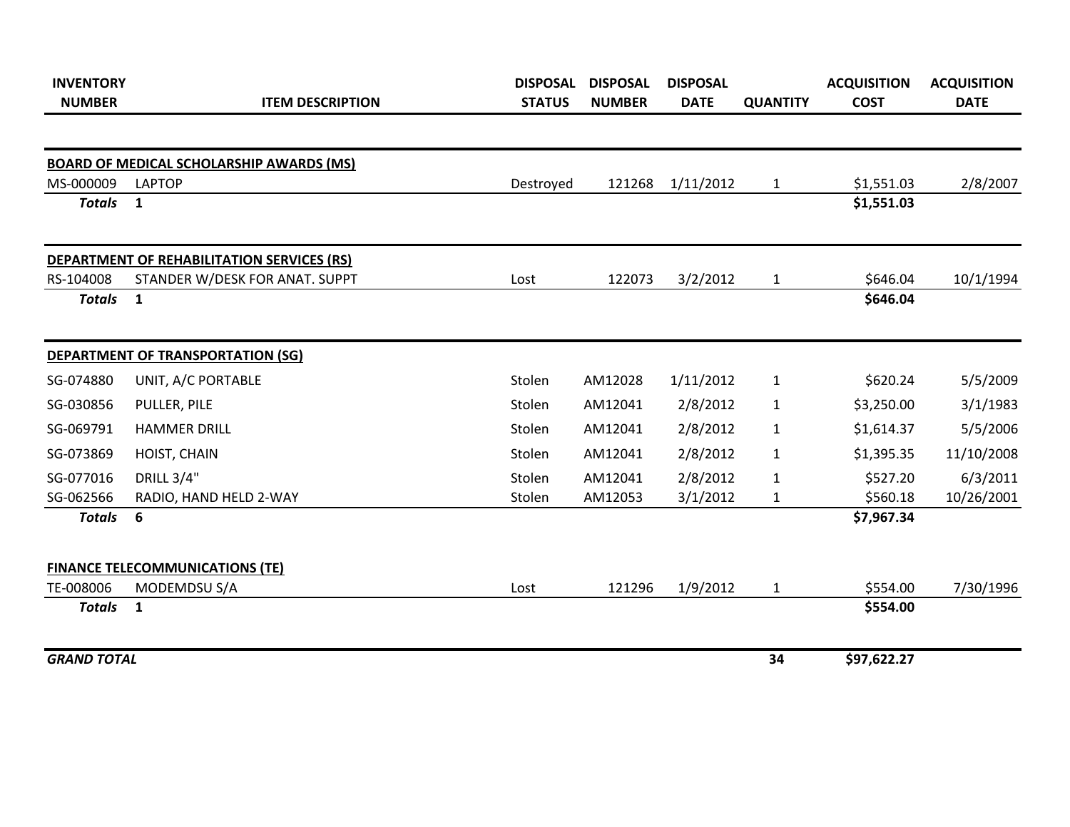| INVENTORY NUMBER | ITEM DESCRIPTION | DISPOSAL STATUS | DISPOSAL NUMBER | DISPOSAL DATE | QUANTITY | ACQUISITION COST | ACQUISITION DATE |
|---|---|---|---|---|---|---|---|
| **BOARD OF MEDICAL SCHOLARSHIP AWARDS (MS)** | | | | | | | |
| MS-000009 | LAPTOP | Destroyed | 121268 | 1/11/2012 | 1 | $1,551.03 | 2/8/2007 |
| ***Totals*** | **1** | | | | | **$1,551.03** | |
| **DEPARTMENT OF REHABILITATION SERVICES (RS)** | | | | | | | |
| RS-104008 | STANDER W/DESK FOR ANAT. SUPPT | Lost | 122073 | 3/2/2012 | 1 | $646.04 | 10/1/1994 |
| ***Totals*** | **1** | | | | | **$646.04** | |
| **DEPARTMENT OF TRANSPORTATION (SG)** | | | | | | | |
| SG-074880 | UNIT, A/C PORTABLE | Stolen | AM12028 | 1/11/2012 | 1 | $620.24 | 5/5/2009 |
| SG-030856 | PULLER, PILE | Stolen | AM12041 | 2/8/2012 | 1 | $3,250.00 | 3/1/1983 |
| SG-069791 | HAMMER DRILL | Stolen | AM12041 | 2/8/2012 | 1 | $1,614.37 | 5/5/2006 |
| SG-073869 | HOIST, CHAIN | Stolen | AM12041 | 2/8/2012 | 1 | $1,395.35 | 11/10/2008 |
| SG-077016 | DRILL 3/4" | Stolen | AM12041 | 2/8/2012 | 1 | $527.20 | 6/3/2011 |
| SG-062566 | RADIO, HAND HELD 2-WAY | Stolen | AM12053 | 3/1/2012 | 1 | $560.18 | 10/26/2001 |
| ***Totals*** | **6** | | | | | **$7,967.34** | |
| **FINANCE TELECOMMUNICATIONS (TE)** | | | | | | | |
| TE-008006 | MODEMDSU S/A | Lost | 121296 | 1/9/2012 | 1 | $554.00 | 7/30/1996 |
| ***Totals*** | **1** | | | | | **$554.00** | |
| ***GRAND TOTAL*** | | | | | **34** | **$97,622.27** | |